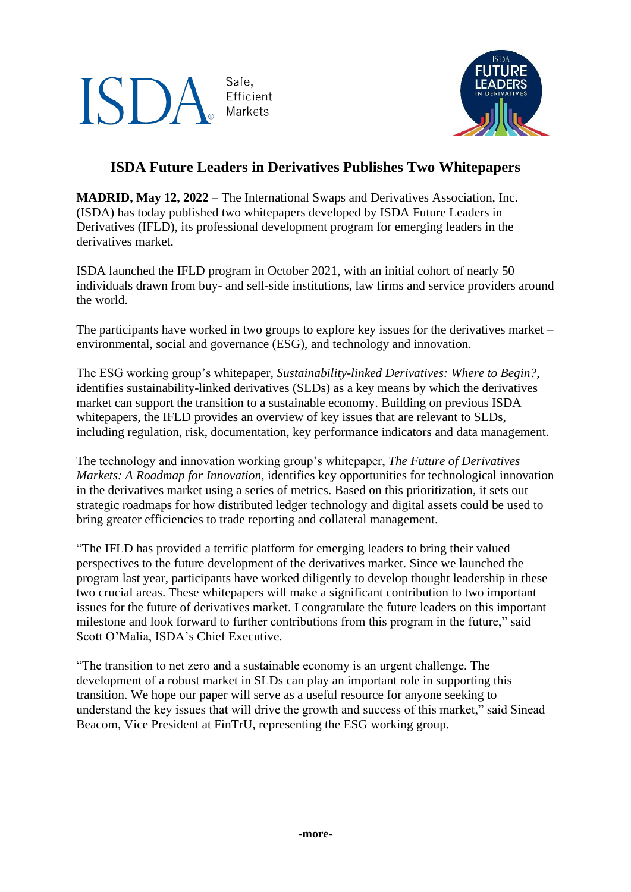# ISDA Future Leaders in Derivatives Publishes Two Whitepapers

**MADRID, May 12, 2022 –** The International Swaps and Derivatives Association, Inc. (ISDA) has today published two whitepapers developed by ISDA Future Leaders in Derivatives (IFLD), its professional development program for emerging leaders in the derivatives market.

ISDA launched the IFLD program in October 2021, with an initial cohort of nearly 50 individuals drawn from buy- and sell-side institutions, law firms and service providers around the world.

The participants have worked in two groups to explore key issues for the derivatives market – environmental, social and governance (ESG), and technology and innovation.

The ESG working group's whitepaper, *Sustainability-linked Derivatives: Where to Begin?*, identifies sustainability-linked derivatives (SLDs) as a key means by which the derivatives market can support the transition to a sustainable economy. Building on previous ISDA whitepapers, the IFLD provides an overview of key issues that are relevant to SLDs, including regulation, risk, documentation, key performance indicators and data management.

The technology and innovation working group's whitepaper, *The Future of Derivatives Markets: A Roadmap for Innovation*, identifies key opportunities for technological innovation in the derivatives market using a series of metrics. Based on this prioritization, it sets out strategic roadmaps for how distributed ledger technology and digital assets could be used to bring greater efficiencies to trade reporting and collateral management.

"The IFLD has provided a terrific platform for emerging leaders to bring their valued perspectives to the future development of the derivatives market. Since we launched the program last year, participants have worked diligently to develop thought leadership in these two crucial areas. These whitepapers will make a significant contribution to two important issues for the future of derivatives market. I congratulate the future leaders on this important milestone and look forward to further contributions from this program in the future," said Scott O'Malia, ISDA's Chief Executive.

"The transition to net zero and a sustainable economy is an urgent challenge. The development of a robust market in SLDs can play an important role in supporting this transition. We hope our paper will serve as a useful resource for anyone seeking to understand the key issues that will drive the growth and success of this market," said Sinead Beacom, Vice President at FinTrU, representing the ESG working group.

**-more-**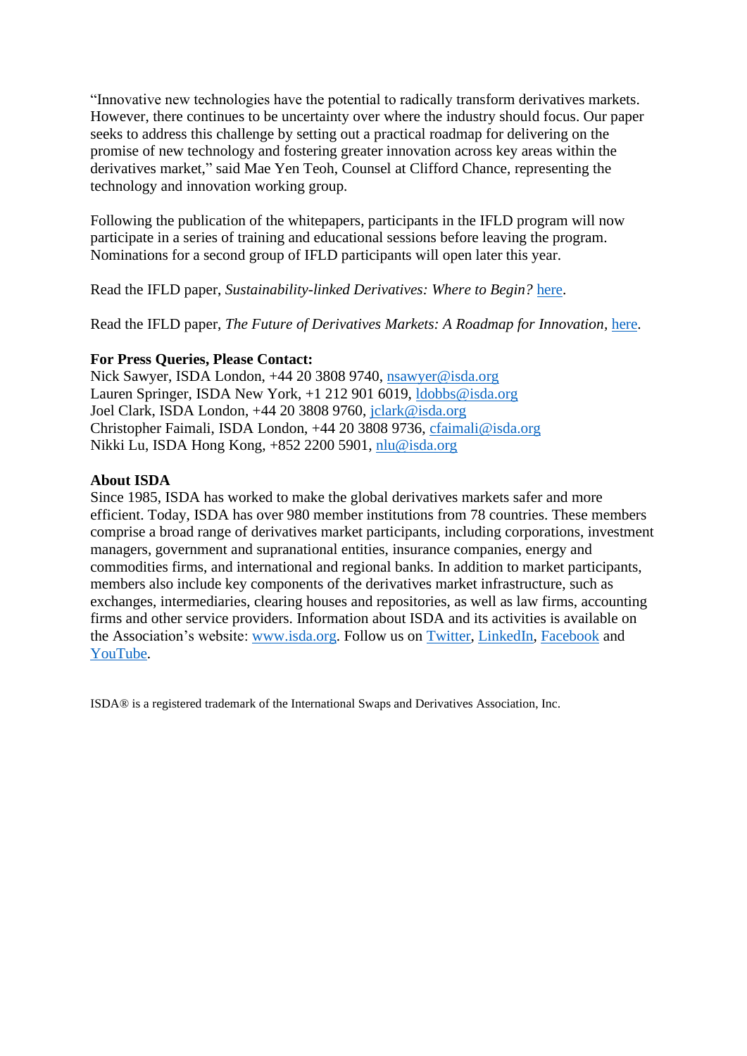"Innovative new technologies have the potential to radically transform derivatives markets. However, there continues to be uncertainty over where the industry should focus. Our paper seeks to address this challenge by setting out a practical roadmap for delivering on the promise of new technology and fostering greater innovation across key areas within the derivatives market," said Mae Yen Teoh, Counsel at Clifford Chance, representing the technology and innovation working group.

Following the publication of the whitepapers, participants in the IFLD program will now participate in a series of training and educational sessions before leaving the program. Nominations for a second group of IFLD participants will open later this year.

Read the IFLD paper, *Sustainability-linked Derivatives: Where to Begin?* here.

Read the IFLD paper, *The Future of Derivatives Markets: A Roadmap for Innovation,* here.

**For Press Queries, Please Contact:**
Nick Sawyer, ISDA London, +44 20 3808 9740, nsawyer@isda.org
Lauren Springer, ISDA New York, +1 212 901 6019, ldobbs@isda.org
Joel Clark, ISDA London, +44 20 3808 9760, jclark@isda.org
Christopher Faimali, ISDA London, +44 20 3808 9736, cfaimali@isda.org
Nikki Lu, ISDA Hong Kong, +852 2200 5901, nlu@isda.org

**About ISDA**
Since 1985, ISDA has worked to make the global derivatives markets safer and more efficient. Today, ISDA has over 980 member institutions from 78 countries. These members comprise a broad range of derivatives market participants, including corporations, investment managers, government and supranational entities, insurance companies, energy and commodities firms, and international and regional banks. In addition to market participants, members also include key components of the derivatives market infrastructure, such as exchanges, intermediaries, clearing houses and repositories, as well as law firms, accounting firms and other service providers. Information about ISDA and its activities is available on the Association's website: www.isda.org. Follow us on Twitter, LinkedIn, Facebook and YouTube.

ISDA® is a registered trademark of the International Swaps and Derivatives Association, Inc.